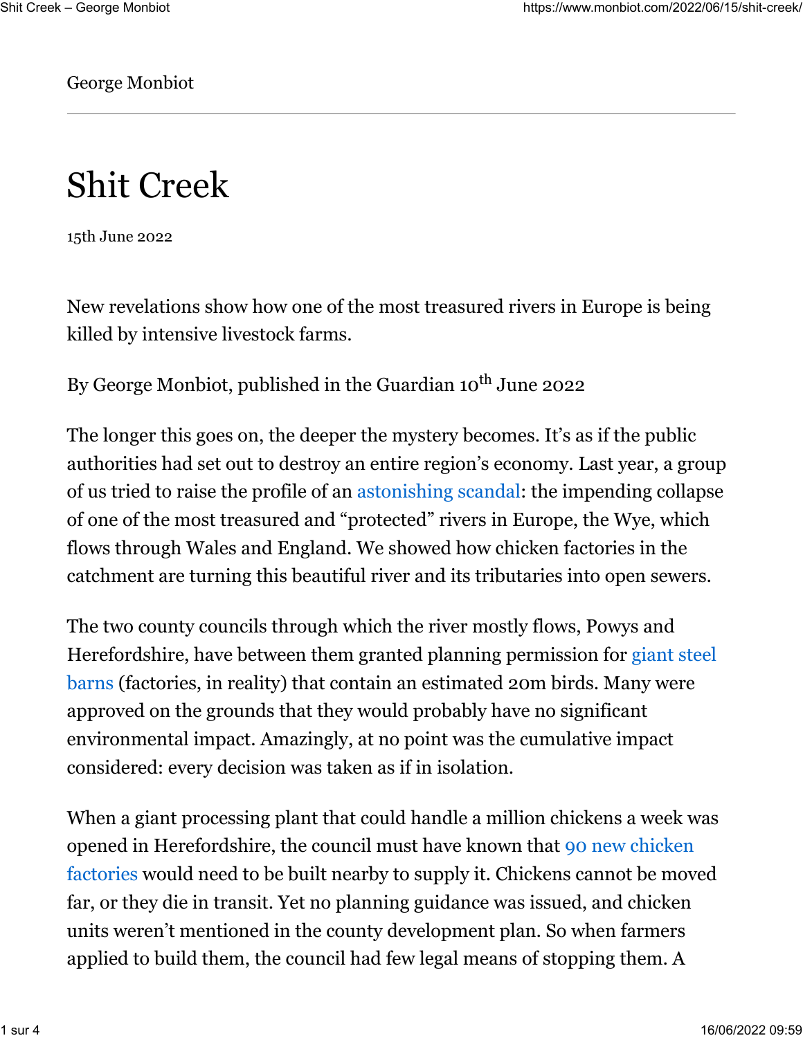George Monbiot

# Shit Creek

15th June 2022

New revelations show how one of the most treasured rivers in Europe is being killed by intensive livestock farms.

By George Monbiot, published in the Guardian 10th June 2022

The longer this goes on, the deeper the mystery becomes. It's as if the public authorities had set out to destroy an entire region's economy. Last year, a group of us tried to raise the profile of an astonishing scandal: the impending collapse of one of the most treasured and "protected" rivers in Europe, the Wye, which flows through Wales and England. We showed how chicken factories in the catchment are turning this beautiful river and its tributaries into open sewers.

The two county councils through which the river mostly flows, Powys and Herefordshire, have between them granted planning permission for giant steel barns (factories, in reality) that contain an estimated 20m birds. Many were approved on the grounds that they would probably have no significant environmental impact. Amazingly, at no point was the cumulative impact considered: every decision was taken as if in isolation.

When a giant processing plant that could handle a million chickens a week was opened in Herefordshire, the council must have known that 90 new chicken factories would need to be built nearby to supply it. Chickens cannot be moved far, or they die in transit. Yet no planning guidance was issued, and chicken units weren't mentioned in the county development plan. So when farmers applied to build them, the council had few legal means of stopping them. A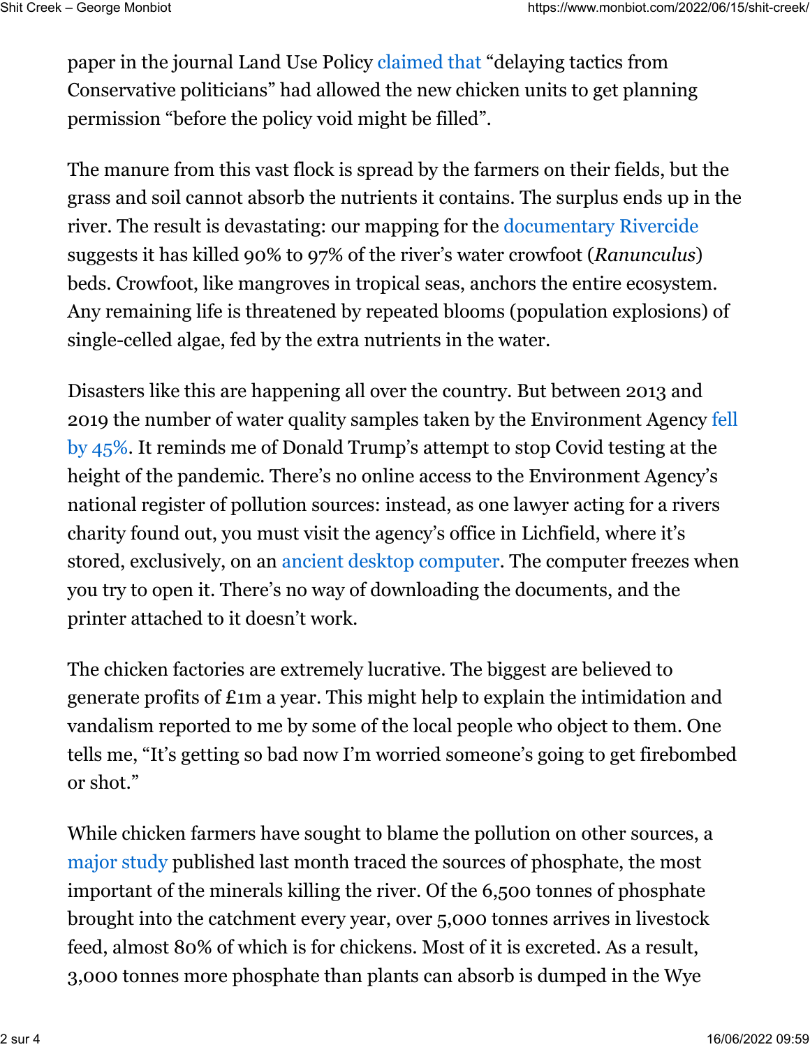paper in the journal Land Use Policy claimed that "delaying tactics from Conservative politicians" had allowed the new chicken units to get planning permission "before the policy void might be filled".

The manure from this vast flock is spread by the farmers on their fields, but the grass and soil cannot absorb the nutrients it contains. The surplus ends up in the river. The result is devastating: our mapping for the documentary Rivercide suggests it has killed 90% to 97% of the river's water crowfoot (*Ranunculus*) beds. Crowfoot, like mangroves in tropical seas, anchors the entire ecosystem. Any remaining life is threatened by repeated blooms (population explosions) of single-celled algae, fed by the extra nutrients in the water.

Disasters like this are happening all over the country. But between 2013 and 2019 the number of water quality samples taken by the Environment Agency fell by 45%. It reminds me of Donald Trump's attempt to stop Covid testing at the height of the pandemic. There's no online access to the Environment Agency's national register of pollution sources: instead, as one lawyer acting for a rivers charity found out, you must visit the agency's office in Lichfield, where it's stored, exclusively, on an ancient desktop computer. The computer freezes when you try to open it. There's no way of downloading the documents, and the printer attached to it doesn't work.

The chicken factories are extremely lucrative. The biggest are believed to generate profits of £1m a year. This might help to explain the intimidation and vandalism reported to me by some of the local people who object to them. One tells me, "It's getting so bad now I'm worried someone's going to get firebombed or shot."

While chicken farmers have sought to blame the pollution on other sources, a major study published last month traced the sources of phosphate, the most important of the minerals killing the river. Of the 6,500 tonnes of phosphate brought into the catchment every year, over 5,000 tonnes arrives in livestock feed, almost 80% of which is for chickens. Most of it is excreted. As a result, 3,000 tonnes more phosphate than plants can absorb is dumped in the Wye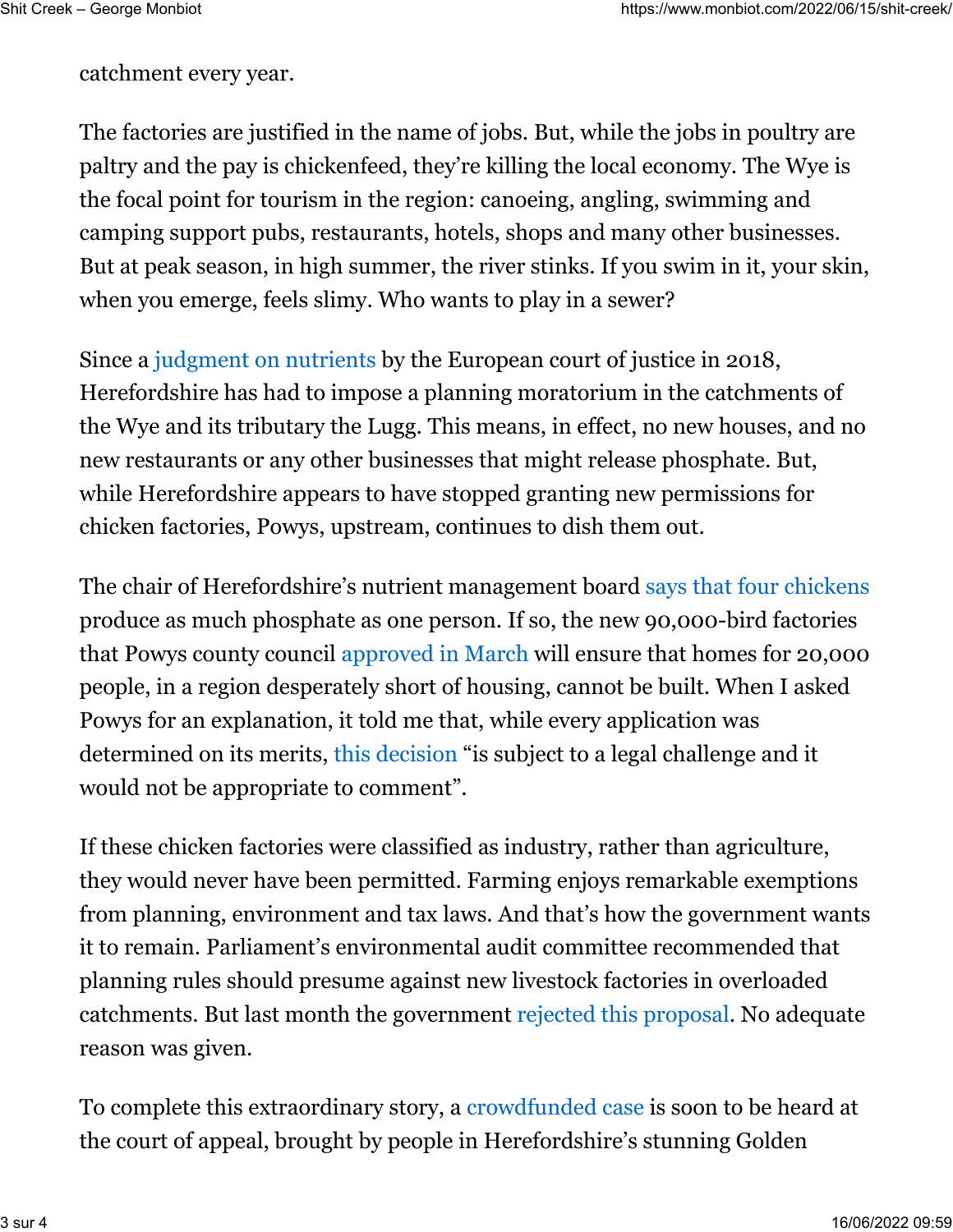catchment every year.

The factories are justified in the name of jobs. But, while the jobs in poultry are paltry and the pay is chickenfeed, they're killing the local economy. The Wye is the focal point for tourism in the region: canoeing, angling, swimming and camping support pubs, restaurants, hotels, shops and many other businesses. But at peak season, in high summer, the river stinks. If you swim in it, your skin, when you emerge, feels slimy. Who wants to play in a sewer?

Since a judgment on nutrients by the European court of justice in 2018, Herefordshire has had to impose a planning moratorium in the catchments of the Wye and its tributary the Lugg. This means, in effect, no new houses, and no new restaurants or any other businesses that might release phosphate. But, while Herefordshire appears to have stopped granting new permissions for chicken factories, Powys, upstream, continues to dish them out.

The chair of Herefordshire's nutrient management board says that four chickens produce as much phosphate as one person. If so, the new 90,000-bird factories that Powys county council approved in March will ensure that homes for 20,000 people, in a region desperately short of housing, cannot be built. When I asked Powys for an explanation, it told me that, while every application was determined on its merits, this decision "is subject to a legal challenge and it would not be appropriate to comment".

If these chicken factories were classified as industry, rather than agriculture, they would never have been permitted. Farming enjoys remarkable exemptions from planning, environment and tax laws. And that's how the government wants it to remain. Parliament's environmental audit committee recommended that planning rules should presume against new livestock factories in overloaded catchments. But last month the government rejected this proposal. No adequate reason was given.

To complete this extraordinary story, a crowdfunded case is soon to be heard at the court of appeal, brought by people in Herefordshire's stunning Golden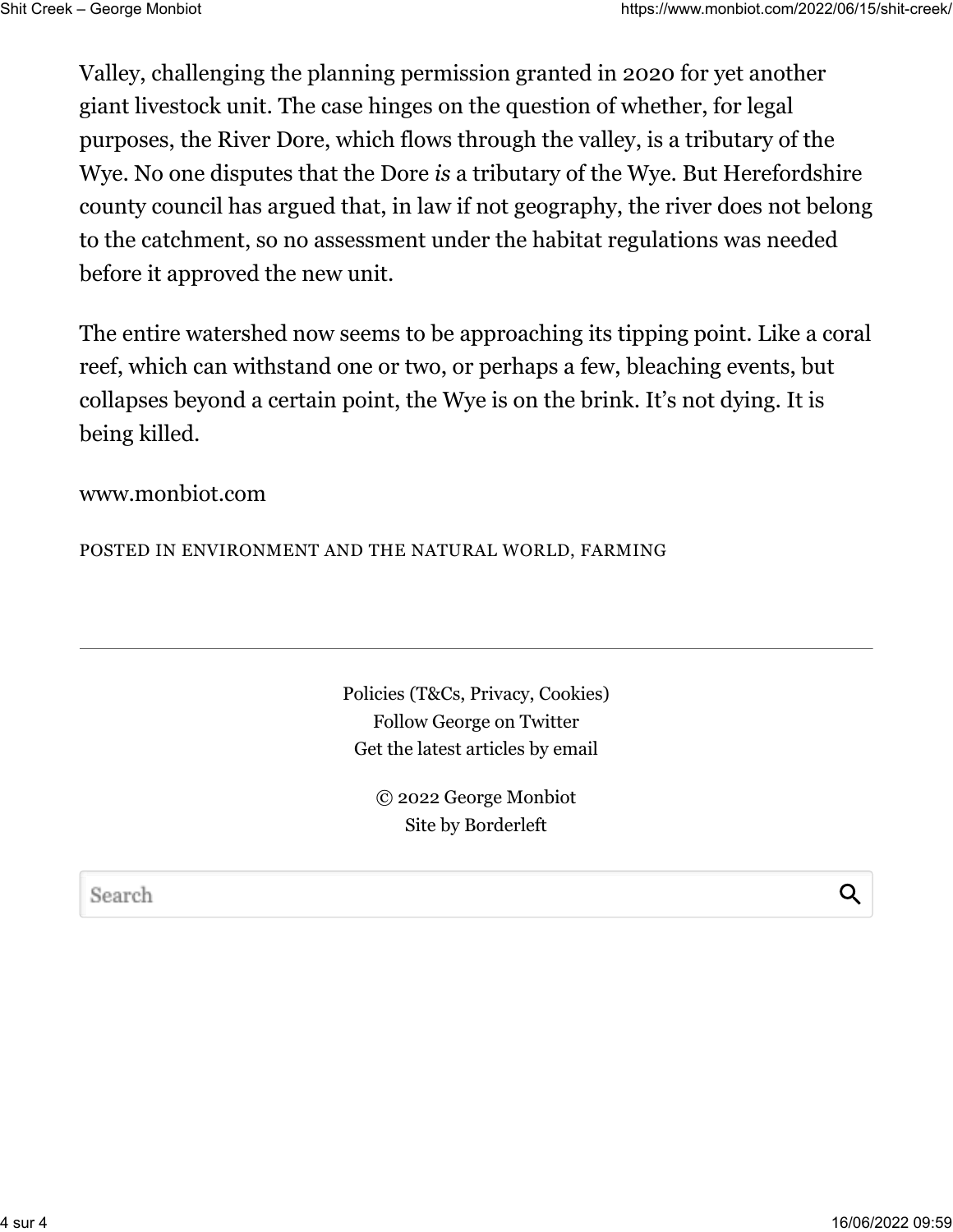Valley, challenging the planning permission granted in 2020 for yet another giant livestock unit. The case hinges on the question of whether, for legal purposes, the River Dore, which flows through the valley, is a tributary of the Wye. No one disputes that the Dore *is* a tributary of the Wye. But Herefordshire county council has argued that, in law if not geography, the river does not belong to the catchment, so no assessment under the habitat regulations was needed before it approved the new unit.

The entire watershed now seems to be approaching its tipping point. Like a coral reef, which can withstand one or two, or perhaps a few, bleaching events, but collapses beyond a certain point, the Wye is on the brink. It's not dying. It is being killed.

www.monbiot.com

POSTED IN ENVIRONMENT AND THE NATURAL WORLD, FARMING

---

Policies (T&Cs, Privacy, Cookies)
Follow George on Twitter
Get the latest articles by email

© 2022 George Monbiot
Site by Borderleft

Search